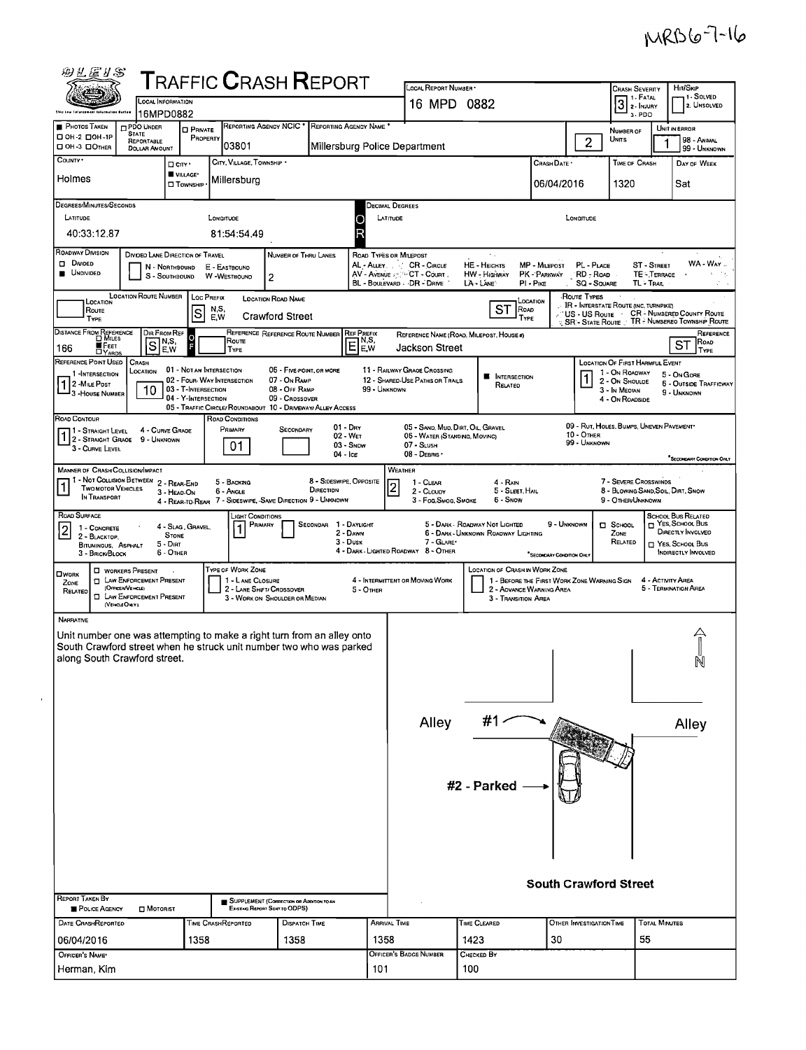MRB6-7-16

# TRAFFIC CRASH REPORT

| Field | Value |
|---|---|
| Local Information | 16MPD0882 |
| Local Report Number | 16 MPD 0882 |
| Crash Severity | 3 (1 - Fatal, 2 - Injury, 3 - PDO) |
| Hit/Skip | 1 - Solved, 2 - Unsolved |
| Reporting Agency NCIC | 03801 |
| Reporting Agency Name | Millersburg Police Department |
| Number of Units | 2 |
| Unit in Error | 1 (98 - Animal, 99 - Unknown) |
| County | Holmes |
| City, Village, Township | Village - Millersburg |
| Crash Date | 06/04/2016 |
| Time of Crash | 1320 |
| Day of Week | Sat |

**Degrees/Minutes/Seconds**
Latitude: 40:33:12.87
Longitude: 81:54:54.49

**Roadway Division:** Undivided
**Number of Thru Lanes:** 2

**Location Route Prefix:** S
**Location Road Name:** Crawford Street
**Road Type:** ST

**Distance From Reference:** 166 Feet
**Dir From Ref:** S
**Reference Prefix:** E
**Reference Name:** Jackson Street
**Reference Road Type:** ST

**Reference Point Used:** 1 (1 - Intersection, 2 - Mile Post, 3 - House Number)
**Crash Location:** 10 (01 - Not an Intersection, 02 - Four-Way Intersection, 03 - T-Intersection, 04 - Y-Intersection, 05 - Traffic Circle/Roundabout, 06 - Five-Point or More, 07 - On Ramp, 08 - Off Ramp, 09 - Crossover, 10 - Driveway/Alley Access, 11 - Railway Grade Crossing, 12 - Shared-Use Paths or Trails, 99 - Unknown)
**Intersection Related:** Yes
**Location of First Harmful Event:** 1 (1 - On Roadway, 2 - On Shoulder, 3 - In Median, 4 - On Roadside, 5 - On Gore, 6 - Outside Trafficway, 9 - Unknown)

**Road Contour:** 1 (1 - Straight Level, 2 - Straight Grade, 3 - Curve Level, 4 - Curve Grade, 9 - Unknown)
**Road Conditions (Primary):** 01 (01 - Dry, 02 - Wet, 03 - Snow, 04 - Ice, 05 - Sand, Mud, Dirt, Oil, Gravel, 06 - Water (Standing, Moving), 07 - Slush, 08 - Debris, 09 - Rut, Holes, Bumps, Uneven Pavement, 10 - Other, 99 - Unknown)

**Manner of Crash Collision/Impact:** 1 (1 - Not Collision Between Two Motor Vehicles in Transport, 2 - Rear-End, 3 - Head-On, 4 - Rear-to-Rear, 5 - Backing, 6 - Angle, 7 - Sideswipe, Same Direction, 8 - Sideswipe, Opposite Direction, 9 - Unknown)
**Weather:** 2 (1 - Clear, 2 - Cloudy, 3 - Fog, Smog, Smoke, 4 - Rain, 5 - Sleet, Hail, 6 - Snow, 7 - Severe Crosswinds, 8 - Blowing Sand, Soil, Dirt, Snow, 9 - Other/Unknown)

**Road Surface:** 2 (1 - Concrete, 2 - Blacktop, Bituminous, Asphalt, 3 - Brick/Block, 4 - Slag, Gravel, Stone, 5 - Dirt, 6 - Other)
**Light Conditions (Primary):** 1 (1 - Daylight, 2 - Dawn, 3 - Dusk, 4 - Dark - Lighted Roadway, 5 - Dark - Roadway Not Lighted, 6 - Dark - Unknown Roadway Lighting, 7 - Glare, 8 - Other, 9 - Unknown)

## Narrative

Unit number one was attempting to make a right turn from an alley onto South Crawford street when he struck unit number two who was parked along South Crawford street.

Diagram labels: Alley, #1, Alley, #2 - Parked, South Crawford Street, N

**Report Taken By:** Police Agency

| Date Crash Reported | Time Crash Reported | Dispatch Time | Arrival Time | Time Cleared | Other Investigation Time | Total Minutes |
|---|---|---|---|---|---|---|
| 06/04/2016 | 1358 | 1358 | 1358 | 1423 | 30 | 55 |

| Officer's Name | Officer's Badge Number | Checked By |
|---|---|---|
| Herman, Kim | 101 | 100 |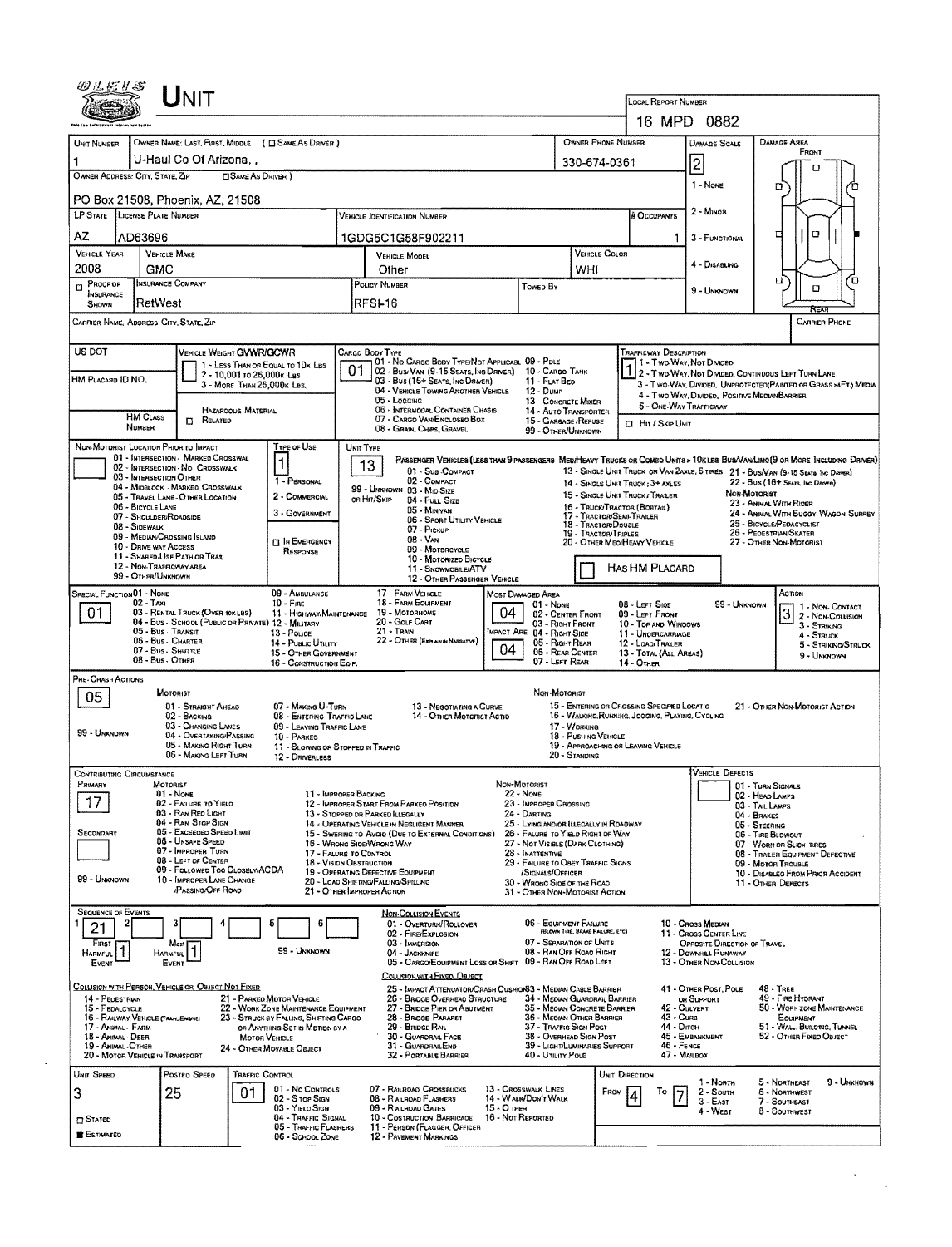# UNIT

LOCAL REPORT NUMBER: 16 MPD 0882

| UNIT NUMBER | OWNER NAME: LAST, FIRST, MIDDLE ( ☐ SAME AS DRIVER ) | OWNER PHONE NUMBER | DAMAGE SCALE | DAMAGE AREA |
|---|---|---|---|---|
| 1 | U-Haul Co Of Arizona, , | 330-674-0361 | 2 | FRONT |

OWNER ADDRESS: CITY, STATE, ZIP ☐ SAME AS DRIVER )

PO Box 21508, Phoenix, AZ, 21508

DAMAGE SCALE: 1 - NONE, 2 - MINOR, 3 - FUNCTIONAL, 4 - DISABLING, 9 - UNKNOWN

| LP STATE | LICENSE PLATE NUMBER | VEHICLE IDENTIFICATION NUMBER | # OCCUPANTS |
|---|---|---|---|
| AZ | AD63696 | 1GDG5C1G58F902211 | 1 |

| VEHICLE YEAR | VEHICLE MAKE | VEHICLE MODEL | VEHICLE COLOR |
|---|---|---|---|
| 2008 | GMC | Other | WHI |

| ☐ PROOF OF INSURANCE SHOWN | INSURANCE COMPANY | POLICY NUMBER | TOWED BY |
|---|---|---|---|
| | RetWest | RFSI-16 | |

CARRIER NAME, ADDRESS, CITY, STATE, ZIP — CARRIER PHONE

US DOT

HM PLACARD ID NO.

HM CLASS NUMBER — ☐ RELATED — HAZARDOUS MATERIAL

VEHICLE WEIGHT GVWR/GCWR: 1 - LESS THAN OR EQUAL TO 10K LBS; 2 - 10,001 TO 26,000K LBS; 3 - MORE THAN 26,000K LBS.

CARGO BODY TYPE: **01**
01 - NO CARGO BODY TYPE/NOT APPLICABLE; 02 - BUS/VAN (9-15 SEATS, INC DRIVER); 03 - BUS (16+ SEATS, INC DRIVER); 04 - VEHICLE TOWING ANOTHER VEHICLE; 05 - LOGGING; 06 - INTERMODAL CONTAINER CHASIS; 07 - CARGO VAN/ENCLOSED BOX; 08 - GRAIN, CHIPS, GRAVEL; 09 - POLE; 10 - CARGO TANK; 11 - FLAT BED; 12 - DUMP; 13 - CONCRETE MIXER; 14 - AUTO TRANSPORTER; 15 - GARBAGE /REFUSE; 99 - OTHER/UNKNOWN

TRAFFICWAY DESCRIPTION: **1**
1 - TWO-WAY, NOT DIVIDED; 2 - TWO-WAY, NOT DIVIDED, CONTINUOUS LEFT TURN LANE; 3 - TWO-WAY, DIVIDED, UNPROTECTED(PAINTED OR GRASS >4FT.) MEDIA; 4 - TWO-WAY, DIVIDED, POSITIVE MEDIAN BARRIER; 5 - ONE-WAY TRAFFICWAY
☐ HIT / SKIP UNIT

NON-MOTORIST LOCATION PRIOR TO IMPACT: 01 - INTERSECTION - MARKED CROSSWAL; 02 - INTERSECTION - NO CROSSWALK; 03 - INTERSECTION OTHER; 04 - MIDBLOCK - MARKED CROSSWALK; 05 - TRAVEL LANE - OTHER LOCATION; 06 - BICYCLE LANE; 07 - SHOULDER/ROADSIDE; 08 - SIDEWALK; 09 - MEDIAN/CROSSING ISLAND; 10 - DRIVE WAY ACCESS; 11 - SHARED-USE PATH OR TRAIL; 12 - NON-TRAFFICWAY AREA; 99 - OTHER/UNKNOWN

TYPE OF USE: **1**
1 - PERSONAL; 2 - COMMERCIAL; 3 - GOVERNMENT; ☐ IN EMERGENCY RESPONSE

UNIT TYPE: **13**
PASSENGER VEHICLES (LESS THAN 9 PASSENGERS MED/HEAVY TRUCKS OR COMBO UNITS > 10K LBS BUS/VAN/LIMO(9 OR MORE INCLUDING DRIVER)
01 - SUB COMPACT; 02 - COMPACT; 99 - UNKNOWN 03 - MID SIZE; OR HIT/SKIP 04 - FULL SIZE; 05 - MINIVAN; 06 - SPORT UTILITY VEHICLE; 07 - PICKUP; 08 - VAN; 09 - MOTORCYCLE; 10 - MOTORIZED BICYCLE; 11 - SNOWMOBILE/ATV; 12 - OTHER PASSENGER VEHICLE
13 - SINGLE UNIT TRUCK OR VAN 2AXLE, 6 TIRES; 14 - SINGLE UNIT TRUCK; 3+ AXLES; 15 - SINGLE UNIT TRUCK/ TRAILER; 16 - TRUCK/TRACTOR (BOBTAIL); 17 - TRACTOR/SEMI-TRAILER; 18 - TRACTOR/DOUBLE; 19 - TRACTOR/TRIPLES; 20 - OTHER MED/HEAVY VEHICLE
21 - BUS/VAN (9-15 SEATS, INC DRIVER); 22 - BUS (16+ SEATS, INC DRIVER)
NON-MOTORIST: 23 - ANIMAL WITH RIDER; 24 - ANIMAL WITH BUGGY, WAGON, SURREY; 25 - BICYCLE/PEDACYCLIST; 26 - PEDESTRIAN/SKATER; 27 - OTHER NON-MOTORIST
☐ HAS HM PLACARD

SPECIAL FUNCTION: **01**
01 - NONE; 02 - TAXI; 03 - RENTAL TRUCK (OVER 10K LBS); 04 - BUS - SCHOOL (PUBLIC OR PRIVATE); 05 - BUS - TRANSIT; 06 - BUS - CHARTER; 07 - BUS - SHUTTLE; 08 - BUS - OTHER; 09 - AMBULANCE; 10 - FIRE; 11 - HIGHWAY/MAINTENANCE; 12 - MILITARY; 13 - POLICE; 14 - PUBLIC UTILITY; 15 - OTHER GOVERNMENT; 16 - CONSTRUCTION EQIP.; 17 - FARM VEHICLE; 18 - FARM EQUIPMENT; 19 - MOTORHOME; 20 - GOLF CART; 21 - TRAIN; 22 - OTHER (EXPLAIN IN NARRATIVE)

MOST DAMAGED AREA: **04**
IMPACT ARE: **04**
01 - NONE; 02 - CENTER FRONT; 03 - RIGHT FRONT; 04 - RIGHT SIDE; 05 - RIGHT REAR; 06 - REAR CENTER; 07 - LEFT REAR; 08 - LEFT SIDE; 09 - LEFT FRONT; 10 - TOP AND WINDOWS; 11 - UNDERCARRIAGE; 12 - LOAD/TRAILER; 13 - TOTAL (ALL AREAS); 14 - OTHER; 99 - UNKNOWN

ACTION: **3**
1 - NON-CONTACT; 2 - NON-COLLISION; 3 - STRIKING; 4 - STRUCK; 5 - STRIKING/STRUCK; 9 - UNKNOWN

PRE-CRASH ACTIONS: **05**
MOTORIST: 01 - STRAIGHT AHEAD; 02 - BACKING; 03 - CHANGING LANES; 04 - OVERTAKING/PASSING; 05 - MAKING RIGHT TURN; 06 - MAKING LEFT TURN; 07 - MAKING U-TURN; 08 - ENTERING TRAFFIC LANE; 09 - LEAVING TRAFFIC LANE; 10 - PARKED; 11 - SLOWING OR STOPPED IN TRAFFIC; 12 - DRIVERLESS; 13 - NEGOTIATING A CURVE; 14 - OTHER MOTORIST ACTIO
NON-MOTORIST: 15 - ENTERING OR CROSSING SPECIFIED LOCATIO; 16 - WALKING,RUNNING, JOGGING, PLAYING, CYCLING; 17 - WORKING; 18 - PUSHING VEHICLE; 19 - APPROACHING OR LEAVING VEHICLE; 20 - STANDING; 21 - OTHER NON-MOTORIST ACTION
99 - UNKNOWN

CONTRIBUTING CIRCUMSTANCE
PRIMARY: **17**
SECONDARY: 
MOTORIST: 01 - NONE; 02 - FAILURE TO YIELD; 03 - RAN RED LIGHT; 04 - RAN STOP SIGN; 05 - EXCEEDED SPEED LIMIT; 06 - UNSAFE SPEED; 07 - IMPROPER TURN; 08 - LEFT OF CENTER; 09 - FOLLOWED TOO CLOSELY/ACDA; 10 - IMPROPER LANE CHANGE /PASSING/OFF ROAD; 11 - IMPROPER BACKING; 12 - IMPROPER START FROM PARKED POSITION; 13 - STOPPED OR PARKED ILLEGALLY; 14 - OPERATING VEHICLE IN NEGLIGENT MANNER; 15 - SWERING TO AVOID (DUE TO EXTERNAL CONDITIONS); 16 - WRONG SIDE/WRONG WAY; 17 - FAILURE TO CONTROL; 18 - VISION OBSTRUCTION; 19 - OPERATING DEFECTIVE EQUIPMENT; 20 - LOAD SHIFTING/FALLING/SPILLING; 21 - OTHER IMPROPER ACTION
NON-MOTORIST: 22 - NONE; 23 - IMPROPER CROSSING; 24 - DARTING; 25 - LYING AND/OR ILLEGALLY IN ROADWAY; 26 - FAILURE TO YIELD RIGHT OF WAY; 27 - NOT VISIBLE (DARK CLOTHING); 28 - INATTENTIVE; 29 - FAILURE TO OBEY TRAFFIC SIGNS /SIGNALS/OFFICER; 30 - WRONG SIDE OF THE ROAD; 31 - OTHER NON-MOTORIST ACTION
99 - UNKNOWN

VEHICLE DEFECTS: 01 - TURN SIGNALS; 02 - HEAD LAMPS; 03 - TAIL LAMPS; 04 - BRAKES; 05 - STEERING; 06 - TIRE BLOWOUT; 07 - WORN OR SLICK TIRES; 08 - TRAILER EQUIPMENT DEFECTIVE; 09 - MOTOR TROUBLE; 10 - DISABLED FROM PRIOR ACCIDENT; 11 - OTHER DEFECTS

SEQUENCE OF EVENTS: 1 **21**, 2, 3, 4, 5, 6
FIRST HARMFUL EVENT: **1**; MOST HARMFUL EVENT: **1**; 99 - UNKNOWN

NON-COLLISION EVENTS: 01 - OVERTURN/ROLLOVER; 02 - FIRE/EXPLOSION; 03 - IMMERSION; 04 - JACKKNIFE; 05 - CARGO/EQUIPMENT LOSS OR SHIFT; 06 - EQUIPMENT FAILURE (BLOWN TIRE, BRAKE FAILURE, ETC); 07 - SEPARATION OF UNITS; 08 - RAN OFF ROAD RIGHT; 09 - RAN OFF ROAD LEFT; 10 - CROSS MEDIAN; 11 - CROSS CENTER LINE OPPOSITE DIRECTION OF TRAVEL; 12 - DOWNHILL RUNAWAY; 13 - OTHER NON-COLLISION

COLLISION WITH PERSON, VEHICLE OR OBJECT NOT FIXED: 14 - PEDESTRIAN; 15 - PEDALCYCLE; 16 - RAILWAY VEHICLE (TRAIN, ENGINE); 17 - ANIMAL - FARM; 18 - ANIMAL - DEER; 19 - ANIMAL - OTHER; 20 - MOTOR VEHICLE IN TRANSPORT; 21 - PARKED MOTOR VEHICLE; 22 - WORK ZONE MAINTENANCE EQUIPMENT; 23 - STRUCK BY FALLING, SHIFTING CARGO OR ANYTHING SET IN MOTION BY A MOTOR VEHICLE; 24 - OTHER MOVABLE OBJECT

COLLISION WITH FIXED, OBJECT: 25 - IMPACT ATTENUATOR/CRASH CUSHION; 26 - BRIDGE OVERHEAD STRUCTURE; 27 - BRIDGE PIER OR ABUTMENT; 28 - BRIDGE PARAPET; 29 - BRIDGE RAIL; 30 - GUARDRAIL FACE; 31 - GUARDRAILEND; 32 - PORTABLE BARRIER; 33 - MEDIAN CABLE BARRIER; 34 - MEDIAN GUARDRAIL BARRIER; 35 - MEDIAN CONCRETE BARRIER; 36 - MEDIAN OTHER BARRIER; 37 - TRAFFIC SIGN POST; 38 - OVERHEAD SIGN POST; 39 - LIGHT/LUMINARIES SUPPORT; 40 - UTILITY POLE; 41 - OTHER POST, POLE OR SUPPORT; 42 - CULVERT; 43 - CURB; 44 - DITCH; 45 - EMBANKMENT; 46 - FENCE; 47 - MAILBOX; 48 - TREE; 49 - FIRE HYDRANT; 50 - WORK ZONE MAINTENANCE EQUIPMENT; 51 - WALL, BUILDING, TUNNEL; 52 - OTHER FIXED OBJECT

| UNIT SPEED | POSTED SPEED | TRAFFIC CONTROL | UNIT DIRECTION |
|---|---|---|---|
| 3 | 25 | 01 | FROM 4 TO 7 |

☐ STATED ■ ESTIMATED

TRAFFIC CONTROL: 01 - NO CONTROLS; 02 - STOP SIGN; 03 - YIELD SIGN; 04 - TRAFFIC SIGNAL; 05 - TRAFFIC FLASHERS; 06 - SCHOOL ZONE; 07 - RAILROAD CROSSBUCKS; 08 - RAILROAD FLASHERS; 09 - RAILROAD GATES; 10 - COSTRUCTION BARRICADE; 11 - PERSON (FLAGGER, OFFICER; 12 - PAVEMENT MARKINGS; 13 - CROSSWALK LINES; 14 - WALK/DON'T WALK; 15 - OTHER; 16 - NOT REPORTED

UNIT DIRECTION: 1 - NORTH; 2 - SOUTH; 3 - EAST; 4 - WEST; 5 - NORTHEAST; 6 - NORTHWEST; 7 - SOUTHEAST; 8 - SOUTHWEST; 9 - UNKNOWN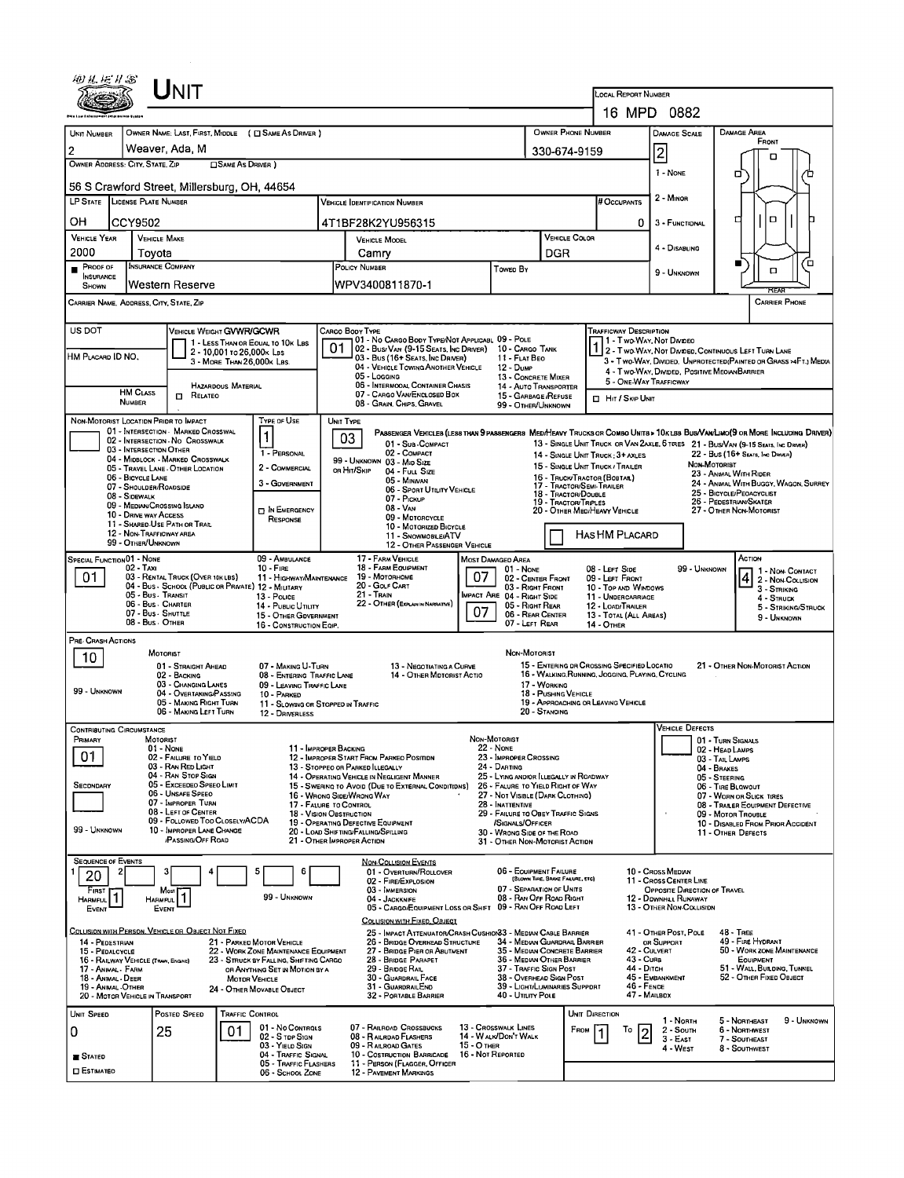# UNIT

**LOCAL REPORT NUMBER:** 16 MPD 0882

| UNIT NUMBER | OWNER NAME: LAST, FIRST, MIDDLE ( ☐ SAME AS DRIVER ) | OWNER PHONE NUMBER | DAMAGE SCALE | DAMAGE AREA |
|---|---|---|---|---|
| 2 | Weaver, Ada, M | 330-674-9159 | 2 | FRONT |

**OWNER ADDRESS: CITY, STATE, ZIP** ☐ SAME AS DRIVER )
56 S Crawford Street, Millersburg, OH, 44654

DAMAGE SCALE: 1 - NONE, 2 - MINOR, 3 - FUNCTIONAL, 4 - DISABLING, 9 - UNKNOWN

| LP STATE | LICENSE PLATE NUMBER | VEHICLE IDENTIFICATION NUMBER | # OCCUPANTS |
|---|---|---|---|
| OH | CCY9502 | 4T1BF28K2YU956315 | 0 |

| VEHICLE YEAR | VEHICLE MAKE | VEHICLE MODEL | VEHICLE COLOR |
|---|---|---|---|
| 2000 | Toyota | Camry | DGR |

| ■ PROOF OF INSURANCE SHOWN | INSURANCE COMPANY | POLICY NUMBER | TOWED BY |
|---|---|---|---|
| | Western Reserve | WPV3400811870-1 | |

CARRIER NAME, ADDRESS, CITY, STATE, ZIP — CARRIER PHONE

US DOT — VEHICLE WEIGHT GVWR/GCWR: 1 - LESS THAN OR EQUAL TO 10K LBS; 2 - 10,001 TO 26,000K LBS; 3 - MORE THAN 26,000K LBS.

HM PLACARD ID NO. — HAZARDOUS MATERIAL — HM CLASS NUMBER ☐ RELATED

CARGO BODY TYPE: **01** — 01 - NO CARGO BODY TYPE/NOT APPLICABL; 02 - BUS/VAN (9-15 SEATS, INC DRIVER); 03 - BUS (16+ SEATS, INC DRIVER); 04 - VEHICLE TOWING ANOTHER VEHICLE; 05 - LOGGING; 06 - INTERMODAL CONTAINER CHASIS; 07 - CARGO VAN/ENCLOSED BOX; 08 - GRAIN, CHIPS, GRAVEL; 09 - POLE; 10 - CARGO TANK; 11 - FLAT BED; 12 - DUMP; 13 - CONCRETE MIXER; 14 - AUTO TRANSPORTER; 15 - GARBAGE /REFUSE; 99 - OTHER/UNKNOWN

TRAFFICWAY DESCRIPTION: **1** — 1 - TWO-WAY, NOT DIVIDED; 2 - TWO-WAY, NOT DIVIDED, CONTINUOUS LEFT TURN LANE; 3 - TWO-WAY, DIVIDED, UNPROTECTED(PAINTED OR GRASS >4FT.) MEDIA; 4 - TWO-WAY, DIVIDED, POSITIVE MEDIANBARRIER; 5 - ONE-WAY TRAFFICWAY; ☐ HIT / SKIP UNIT

NON-MOTORIST LOCATION PRIOR TO IMPACT: 01 - INTERSECTION - MARKED CROSSWAL; 02 - INTERSECTION - NO CROSSWALK; 03 - INTERSECTION OTHER; 04 - MIDBLOCK - MARKED CROSSWALK; 05 - TRAVEL LANE - OTHER LOCATION; 06 - BICYCLE LANE; 07 - SHOULDER/ROADSIDE; 08 - SIDEWALK; 09 - MEDIAN/CROSSING ISLAND; 10 - DRIVE WAY ACCESS; 11 - SHARED-USE PATH OR TRAIL; 12 - NON-TRAFFICWAY AREA; 99 - OTHER/UNKNOWN

TYPE OF USE: **1** — 1 - PERSONAL; 2 - COMMERCIAL; 3 - GOVERNMENT; ☐ IN EMERGENCY RESPONSE

UNIT TYPE: **03** — PASSENGER VEHICLES (LESS THAN 9 PASSENGERS MED/HEAVY TRUCKS OR COMBO UNITS > 10K LBS BUS/VAN/LIMO(9 OR MORE INCLUDING DRIVER): 01 - SUB-COMPACT; 02 - COMPACT; 99 - UNKNOWN 03 - MID SIZE; OR HIT/SKIP 04 - FULL SIZE; 05 - MINIVAN; 06 - SPORT UTILITY VEHICLE; 07 - PICKUP; 08 - VAN; 09 - MOTORCYCLE; 10 - MOTORIZED BICYCLE; 11 - SNOWMOBILE/ATV; 12 - OTHER PASSENGER VEHICLE; 13 - SINGLE UNIT TRUCK OR VAN 2AXLE, 6 TIRES; 14 - SINGLE UNIT TRUCK; 3+ AXLES; 15 - SINGLE UNIT TRUCK / TRAILER; 16 - TRUCK/TRACTOR (BOBTAIL); 17 - TRACTOR/SEMI-TRAILER; 18 - TRACTOR/DOUBLE; 19 - TRACTOR/TRIPLES; 20 - OTHER MED/HEAVY VEHICLE; 21 - BUS/VAN (9-15 SEATS, INC DRIVER); 22 - BUS (16+ SEATS, INC DRIVER); NON-MOTORIST: 23 - ANIMAL WITH RIDER; 24 - ANIMAL WITH BUGGY, WAGON, SURREY; 25 - BICYCLE/PEDACYCLIST; 26 - PEDESTRIAN/SKATER; 27 - OTHER NON-MOTORIST; ☐ HAS HM PLACARD

SPECIAL FUNCTION: **01** — 01 - NONE; 02 - TAXI; 03 - RENTAL TRUCK (OVER 10K LBS); 04 - BUS - SCHOOL (PUBLIC OR PRIVATE); 05 - BUS - TRANSIT; 06 - BUS - CHARTER; 07 - BUS - SHUTTLE; 08 - BUS - OTHER; 09 - AMBULANCE; 10 - FIRE; 11 - HIGHWAY/MAINTENANCE; 12 - MILITARY; 13 - POLICE; 14 - PUBLIC UTILITY; 15 - OTHER GOVERNMENT; 16 - CONSTRUCTION EQIP.; 17 - FARM VEHICLE; 18 - FARM EQUIPMENT; 19 - MOTORHOME; 20 - GOLF CART; 21 - TRAIN; 22 - OTHER (EXPLAIN IN NARRATIVE)

MOST DAMAGED AREA: **07**; IMPACT ARE: **07** — 01 - NONE; 02 - CENTER FRONT; 03 - RIGHT FRONT; 04 - RIGHT SIDE; 05 - RIGHT REAR; 06 - REAR CENTER; 07 - LEFT REAR; 08 - LEFT SIDE; 09 - LEFT FRONT; 10 - TOP AND WINDOWS; 11 - UNDERCARRIAGE; 12 - LOAD/TRAILER; 13 - TOTAL (ALL AREAS); 14 - OTHER; 99 - UNKNOWN

ACTION: **4** — 1 - NON-CONTACT; 2 - NON-COLLISION; 3 - STRIKING; 4 - STRUCK; 5 - STRIKING/STRUCK; 9 - UNKNOWN

PRE-CRASH ACTIONS: **10** — MOTORIST: 01 - STRAIGHT AHEAD; 02 - BACKING; 03 - CHANGING LANES; 04 - OVERTAKING/PASSING; 05 - MAKING RIGHT TURN; 06 - MAKING LEFT TURN; 07 - MAKING U-TURN; 08 - ENTERING TRAFFIC LANE; 09 - LEAVING TRAFFIC LANE; 10 - PARKED; 11 - SLOWING OR STOPPED IN TRAFFIC; 12 - DRIVERLESS; 13 - NEGOTIATING A CURVE; 14 - OTHER MOTORIST ACTIO; 99 - UNKNOWN. NON-MOTORIST: 15 - ENTERING OR CROSSING SPECIFIED LOCATIO; 16 - WALKING, RUNNING, JOGGING, PLAYING, CYCLING; 17 - WORKING; 18 - PUSHING VEHICLE; 19 - APPROACHING OR LEAVING VEHICLE; 20 - STANDING; 21 - OTHER NON-MOTORIST ACTION

CONTRIBUTING CIRCUMSTANCE: PRIMARY **01**; SECONDARY (blank) — MOTORIST: 01 - NONE; 02 - FAILURE TO YIELD; 03 - RAN RED LIGHT; 04 - RAN STOP SIGN; 05 - EXCEEDED SPEED LIMIT; 06 - UNSAFE SPEED; 07 - IMPROPER TURN; 08 - LEFT OF CENTER; 09 - FOLLOWED TOO CLOSELY/ACDA; 10 - IMPROPER LANE CHANGE /PASSING/OFF ROAD; 11 - IMPROPER BACKING; 12 - IMPROPER START FROM PARKED POSITION; 13 - STOPPED OR PARKED ILLEGALLY; 14 - OPERATING VEHICLE IN NEGLIGENT MANNER; 15 - SWERING TO AVOID (DUE TO EXTERNAL CONDITIONS); 16 - WRONG SIDE/WRONG WAY; 17 - FAILURE TO CONTROL; 18 - VISION OBSTRUCTION; 19 - OPERATING DEFECTIVE EQUIPMENT; 20 - LOAD SHIFTING/FALLING/SPILLING; 21 - OTHER IMPROPER ACTION; 99 - UNKNOWN. NON-MOTORIST: 22 - NONE; 23 - IMPROPER CROSSING; 24 - DARTING; 25 - LYING AND/OR ILLEGALLY IN ROADWAY; 26 - FALURE TO YIELD RIGHT OF WAY; 27 - NOT VISIBLE (DARK CLOTHING); 28 - INATTENTIVE; 29 - FAILURE TO OBEY TRAFFIC SIGNS /SIGNALS/OFFICER; 30 - WRONG SIDE OF THE ROAD; 31 - OTHER NON-MOTORIST ACTION

VEHICLE DEFECTS: 01 - TURN SIGNALS; 02 - HEAD LAMPS; 03 - TAIL LAMPS; 04 - BRAKES; 05 - STEERING; 06 - TIRE BLOWOUT; 07 - WORN OR SLICK TIRES; 08 - TRAILER EQUIPMENT DEFECTIVE; 09 - MOTOR TROUBLE; 10 - DISABLED FROM PRIOR ACCIDENT; 11 - OTHER DEFECTS

SEQUENCE OF EVENTS: 1: **20**; 2; 3; 4; 5; 6 — FIRST HARMFUL EVENT: **1**; MOST HARMFUL EVENT: **1**; 99 - UNKNOWN

NON-COLLISION EVENTS: 01 - OVERTURN/ROLLOVER; 02 - FIRE/EXPLOSION; 03 - IMMERSION; 04 - JACKKNIFE; 05 - CARGO/EQUIPMENT LOSS OR SHIFT; 06 - EQUIPMENT FAILURE (BLOWN TIRE, BRAKE FAILURE, ETC); 07 - SEPARATION OF UNITS; 08 - RAN OFF ROAD RIGHT; 09 - RAN OFF ROAD LEFT; 10 - CROSS MEDIAN; 11 - CROSS CENTER LINE OPPOSITE DIRECTION OF TRAVEL; 12 - DOWNHILL RUNAWAY; 13 - OTHER NON-COLLISION

COLLISION WITH PERSON, VEHICLE OR OBJECT NOT FIXED: 14 - PEDESTRIAN; 15 - PEDALCYCLE; 16 - RAILWAY VEHICLE (TRAIN, ENGINE); 17 - ANIMAL - FARM; 18 - ANIMAL - DEER; 19 - ANIMAL - OTHER; 20 - MOTOR VEHICLE IN TRANSPORT; 21 - PARKED MOTOR VEHICLE; 22 - WORK ZONE MAINTENANCE EQUIPMENT; 23 - STRUCK BY FALLING, SHIFTING CARGO OR ANYTHING SET IN MOTION BY A MOTOR VEHICLE; 24 - OTHER MOVABLE OBJECT

COLLISION WITH FIXED, OBJECT: 25 - IMPACT ATTENUATOR/CRASH CUSHION; 26 - BRIDGE OVERHEAD STRUCTURE; 27 - BRIDGE PIER OR ABUTMENT; 28 - BRIDGE PARAPET; 29 - BRIDGE RAIL; 30 - GUARDRAIL FACE; 31 - GUARDRAILEND; 32 - PORTABLE BARRIER; 33 - MEDIAN CABLE BARRIER; 34 - MEDIAN GUARDRAIL BARRIER; 35 - MEDIAN CONCRETE BARRIER; 36 - MEDIAN OTHER BARRIER; 37 - TRAFFIC SIGN POST; 38 - OVERHEAD SIGN POST; 39 - LIGHT/LUMINARIES SUPPORT; 40 - UTILITY POLE; 41 - OTHER POST, POLE OR SUPPORT; 42 - CULVERT; 43 - CURB; 44 - DITCH; 45 - EMBANKMENT; 46 - FENCE; 47 - MAILBOX; 48 - TREE; 49 - FIRE HYDRANT; 50 - WORK ZONE MAINTENANCE EQUIPMENT; 51 - WALL, BUILDING, TUNNEL; 52 - OTHER FIXED OBJECT

| UNIT SPEED | POSTED SPEED | TRAFFIC CONTROL | UNIT DIRECTION |
|---|---|---|---|
| 0 | 25 | 01 | FROM 1 TO 2 |

■ STATED ☐ ESTIMATED

TRAFFIC CONTROL: 01 - NO CONTROLS; 02 - STOP SIGN; 03 - YIELD SIGN; 04 - TRAFFIC SIGNAL; 05 - TRAFFIC FLASHERS; 06 - SCHOOL ZONE; 07 - RAILROAD CROSSBUCKS; 08 - RAILROAD FLASHERS; 09 - RAILROAD GATES; 10 - COSTRUCTION BARRICADE; 11 - PERSON (FLAGGER, OFFICER; 12 - PAVEMENT MARKINGS; 13 - CROSSWALK LINES; 14 - WALK/DON'T WALK; 15 - OTHER; 16 - NOT REPORTED

UNIT DIRECTION: 1 - NORTH; 2 - SOUTH; 3 - EAST; 4 - WEST; 5 - NORTHEAST; 6 - NORTHWEST; 7 - SOUTHEAST; 8 - SOUTHWEST; 9 - UNKNOWN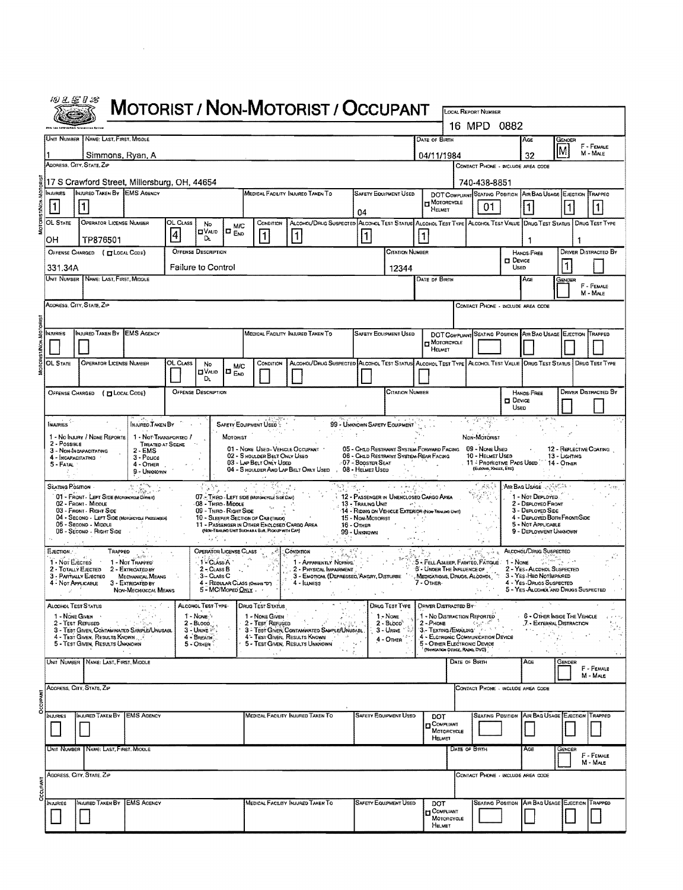# MOTORIST / NON-MOTORIST / OCCUPANT

LOCAL REPORT NUMBER: 16 MPD 0882

## Motorist/Non-Motorist

| UNIT NUMBER | NAME: LAST, FIRST, MIDDLE | DATE OF BIRTH | AGE | GENDER (F - FEMALE, M - MALE) |
|---|---|---|---|---|
| 1 | Simmons, Ryan, A | 04/11/1984 | 32 | M |

| ADDRESS, CITY, STATE, ZIP | CONTACT PHONE - INCLUDE AREA CODE |
|---|---|
| 17 S Crawford Street, Millersburg, OH, 44654 | 740-438-8851 |

| INJURIES | INJURED TAKEN BY | EMS AGENCY | MEDICAL FACILITY INJURED TAKEN TO | SAFETY EQUIPMENT USED | DOT COMPLIANT MOTORCYCLE HELMET | SEATING POSITION | AIR BAG USAGE | EJECTION | TRAPPED |
|---|---|---|---|---|---|---|---|---|---|
| 1 | 1 | | | 04 | | 01 | 1 | 1 | 1 |

| OL STATE | OPERATOR LICENSE NUMBER | OL CLASS | NO VALID DL | M/C END | CONDITION | ALCOHOL/DRUG SUSPECTED | ALCOHOL TEST STATUS | ALCOHOL TEST TYPE | ALCOHOL TEST VALUE | DRUG TEST STATUS | DRUG TEST TYPE |
|---|---|---|---|---|---|---|---|---|---|---|---|
| OH | TP876501 | 4 | | | 1 | 1 | 1 | 1 | | 1 | 1 |

| OFFENSE CHARGED ( LOCAL CODE) | OFFENSE DESCRIPTION | CITATION NUMBER | HANDS-FREE DEVICE USED | DRIVER DISTRACTED BY |
|---|---|---|---|---|
| 331.34A | Failure to Control | 12344 | | 1 |

## Motorist/Non-Motorist

| UNIT NUMBER | NAME: LAST, FIRST, MIDDLE | DATE OF BIRTH | AGE | GENDER (F - FEMALE, M - MALE) |
|---|---|---|---|---|
| | | | | |

| ADDRESS, CITY, STATE, ZIP | CONTACT PHONE - INCLUDE AREA CODE |
|---|---|
| | |

| INJURIES | INJURED TAKEN BY | EMS AGENCY | MEDICAL FACILITY INJURED TAKEN TO | SAFETY EQUIPMENT USED | DOT COMPLIANT MOTORCYCLE HELMET | SEATING POSITION | AIR BAG USAGE | EJECTION | TRAPPED |
|---|---|---|---|---|---|---|---|---|---|
| | | | | | | | | | |

| OL STATE | OPERATOR LICENSE NUMBER | OL CLASS | NO VALID DL | M/C END | CONDITION | ALCOHOL/DRUG SUSPECTED | ALCOHOL TEST STATUS | ALCOHOL TEST TYPE | ALCOHOL TEST VALUE | DRUG TEST STATUS | DRUG TEST TYPE |
|---|---|---|---|---|---|---|---|---|---|---|---|
| | | | | | | | | | | | |

| OFFENSE CHARGED ( LOCAL CODE) | OFFENSE DESCRIPTION | CITATION NUMBER | HANDS-FREE DEVICE USED | DRIVER DISTRACTED BY |
|---|---|---|---|---|
| | | | | |

## Codes

**INJURIES:** 1 - No Injury / None Reported; 2 - Possible; 3 - Non-Incapacitating; 4 - Incapacitating; 5 - Fatal

**INJURED TAKEN BY:** 1 - Not Transported / Treated at Scene; 2 - EMS; 3 - Police; 4 - Other; 9 - Unknown

**SAFETY EQUIPMENT USED:**
- Motorist: 01 - None Used - Vehicle Occupant; 02 - Shoulder Belt Only Used; 03 - Lap Belt Only Used; 04 - Shoulder and Lap Belt Only Used; 05 - Child Restraint System-Forward Facing; 06 - Child Restraint System-Rear Facing; 07 - Booster Seat; 08 - Helmet Used; 99 - Unknown Safety Equipment
- Non-Motorist: 09 - None Used; 10 - Helmet Used; 11 - Protective Pads Used (Elbows, Knees, Etc); 12 - Reflective Coating; 13 - Lighting; 14 - Other

**SEATING POSITION:** 01 - Front - Left Side (Motorcycle Driver); 02 - Front - Middle; 03 - Front - Right Side; 04 - Second - Left Side (Motorcycle Passenger); 05 - Second - Middle; 06 - Second - Right Side; 07 - Third - Left Side (Motorcycle Side Car); 08 - Third - Middle; 09 - Third - Right Side; 10 - Sleeper Section of Cab (Truck); 11 - Passenger in Other Enclosed Cargo Area (Non-Trailing Unit Such as a Bus, Pickup with Cap); 12 - Passenger in Unenclosed Cargo Area; 13 - Trailing Unit; 14 - Riding on Vehicle Exterior (Non-Trailing Unit); 15 - Non-Motorist; 16 - Other; 99 - Unknown

**AIR BAG USAGE:** 1 - Not Deployed; 2 - Deployed Front; 3 - Deployed Side; 4 - Deployed Both Front/Side; 5 - Not Applicable; 9 - Deployment Unknown

**EJECTION:** 1 - Not Ejected; 2 - Totally Ejected; 3 - Partially Ejected; 4 - Not Applicable

**TRAPPED:** 1 - Not Trapped; 2 - Extricated by Mechanical Means; 3 - Extricated by Non-Mechanical Means

**OPERATOR LICENSE CLASS:** 1 - Class A; 2 - Class B; 3 - Class C; 4 - Regular Class (Ohio's "D"); 5 - M/C Moped Only

**CONDITION:** 1 - Apparently Normal; 2 - Physical Impairment; 3 - Emotional (Depressed, Angry, Disturbed); 4 - Illness; 5 - Fell Asleep, Fainted, Fatigue; 6 - Under the Influence of Medications, Drugs, Alcohol; 7 - Other

**ALCOHOL/DRUG SUSPECTED:** 1 - None; 2 - Yes - Alcohol Suspected; 3 - Yes - HBD Not Impaired; 4 - Yes - Drugs Suspected; 5 - Yes - Alcohol and Drugs Suspected

**ALCOHOL TEST STATUS:** 1 - None Given; 2 - Test Refused; 3 - Test Given, Contaminated Sample/Unusable; 4 - Test Given, Results Known; 5 - Test Given, Results Unknown

**ALCOHOL TEST TYPE:** 1 - None; 2 - Blood; 3 - Urine; 4 - Breath; 5 - Other

**DRUG TEST STATUS:** 1 - None Given; 2 - Test Refused; 3 - Test Given, Contaminated Sample/Unusable; 4 - Test Given, Results Known; 5 - Test Given, Results Unknown

**DRUG TEST TYPE:** 1 - None; 2 - Blood; 3 - Urine; 4 - Other

**DRIVER DISTRACTED BY:** 1 - No Distraction Reported; 2 - Phone; 3 - Texting/Emailing; 4 - Electronic Communication Device; 5 - Other Electronic Device (Navigation Device, Radio, DVD); 6 - Other Inside the Vehicle; 7 - External Distraction

## Occupant

| UNIT NUMBER | NAME: LAST, FIRST, MIDDLE | DATE OF BIRTH | AGE | GENDER (F - FEMALE, M - MALE) |
|---|---|---|---|---|
| | | | | |

| ADDRESS, CITY, STATE, ZIP | CONTACT PHONE - INCLUDE AREA CODE |
|---|---|
| | |

| INJURIES | INJURED TAKEN BY | EMS AGENCY | MEDICAL FACILITY INJURED TAKEN TO | SAFETY EQUIPMENT USED | DOT COMPLIANT MOTORCYCLE HELMET | SEATING POSITION | AIR BAG USAGE | EJECTION | TRAPPED |
|---|---|---|---|---|---|---|---|---|---|
| | | | | | | | | | |

## Occupant

| UNIT NUMBER | NAME: LAST, FIRST, MIDDLE | DATE OF BIRTH | AGE | GENDER (F - FEMALE, M - MALE) |
|---|---|---|---|---|
| | | | | |

| ADDRESS, CITY, STATE, ZIP | CONTACT PHONE - INCLUDE AREA CODE |
|---|---|
| | |

| INJURIES | INJURED TAKEN BY | EMS AGENCY | MEDICAL FACILITY INJURED TAKEN TO | SAFETY EQUIPMENT USED | DOT COMPLIANT MOTORCYCLE HELMET | SEATING POSITION | AIR BAG USAGE | EJECTION | TRAPPED |
|---|---|---|---|---|---|---|---|---|---|
| | | | | | | | | | |